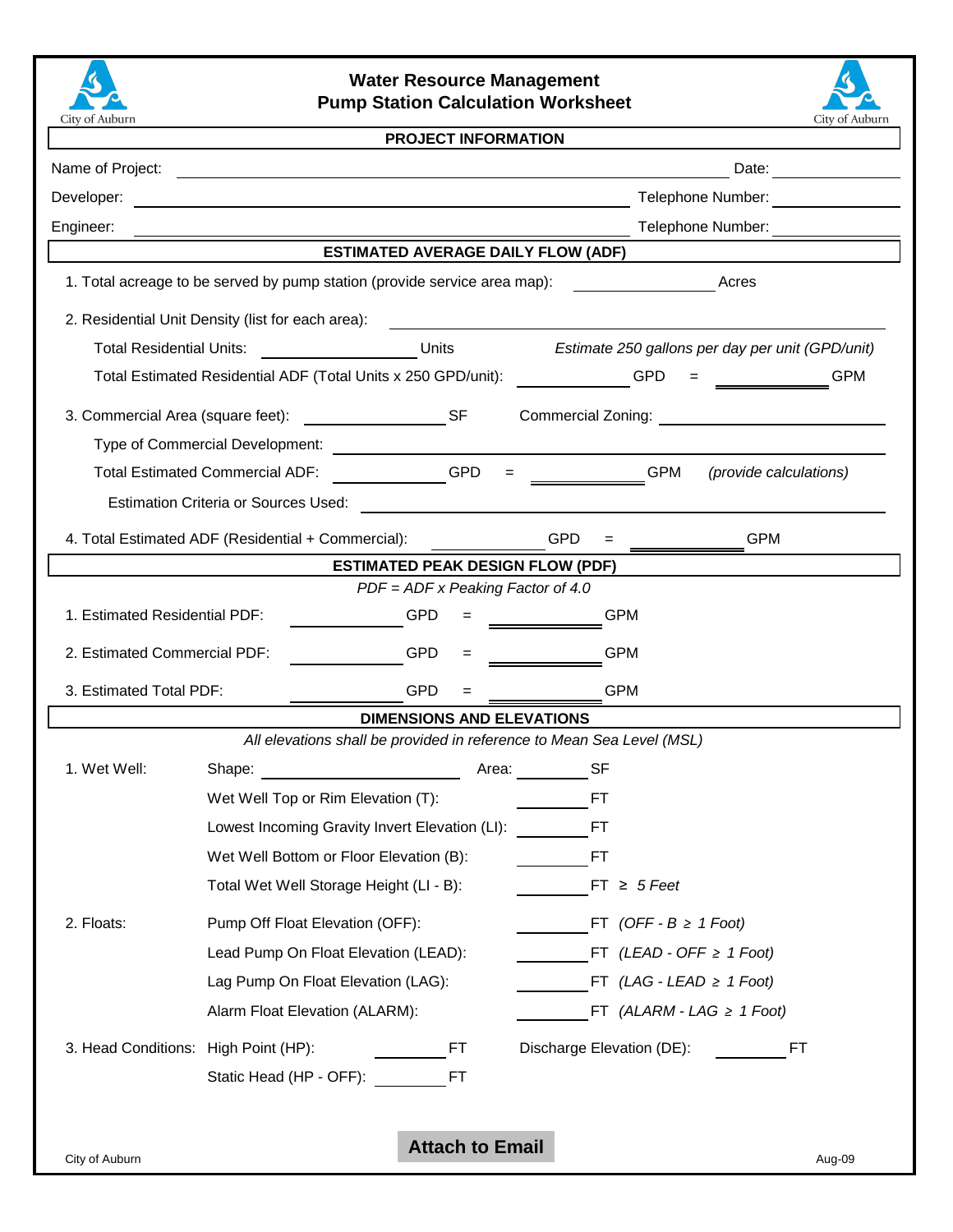# Water Resource Management
## Pump Station Calculation Worksheet

City of Auburn

### PROJECT INFORMATION

Name of Project: ______________________________ Date: __________

Developer: ______________________________ Telephone Number: __________

Engineer: ______________________________ Telephone Number: __________

### ESTIMATED AVERAGE DAILY FLOW (ADF)

1. Total acreage to be served by pump station (provide service area map): __________ Acres

2. Residential Unit Density (list for each area): ______________________________

   Total Residential Units: __________ Units *Estimate 250 gallons per day per unit (GPD/unit)*

   Total Estimated Residential ADF (Total Units x 250 GPD/unit): __________ GPD = __________ GPM

3. Commercial Area (square feet): __________ SF Commercial Zoning: __________

   Type of Commercial Development: ______________________________

   Total Estimated Commercial ADF: __________ GPD = __________ GPM *(provide calculations)*

   Estimation Criteria or Sources Used: ______________________________

4. Total Estimated ADF (Residential + Commercial): __________ GPD = __________ GPM

### ESTIMATED PEAK DESIGN FLOW (PDF)

*PDF = ADF x Peaking Factor of 4.0*

1. Estimated Residential PDF: __________ GPD = __________ GPM
2. Estimated Commercial PDF: __________ GPD = __________ GPM
3. Estimated Total PDF: __________ GPD = __________ GPM

### DIMENSIONS AND ELEVATIONS

*All elevations shall be provided in reference to Mean Sea Level (MSL)*

1. Wet Well:
   - Shape: __________ Area: __________ SF
   - Wet Well Top or Rim Elevation (T): __________ FT
   - Lowest Incoming Gravity Invert Elevation (LI): __________ FT
   - Wet Well Bottom or Floor Elevation (B): __________ FT
   - Total Wet Well Storage Height (LI - B): __________ FT ≥ *5 Feet*

2. Floats:
   - Pump Off Float Elevation (OFF): __________ FT *(OFF - B ≥ 1 Foot)*
   - Lead Pump On Float Elevation (LEAD): __________ FT *(LEAD - OFF ≥ 1 Foot)*
   - Lag Pump On Float Elevation (LAG): __________ FT *(LAG - LEAD ≥ 1 Foot)*
   - Alarm Float Elevation (ALARM): __________ FT *(ALARM - LAG ≥ 1 Foot)*

3. Head Conditions:
   - High Point (HP): __________ FT Discharge Elevation (DE): __________ FT
   - Static Head (HP - OFF): __________ FT

**Attach to Email**

City of Auburn Aug-09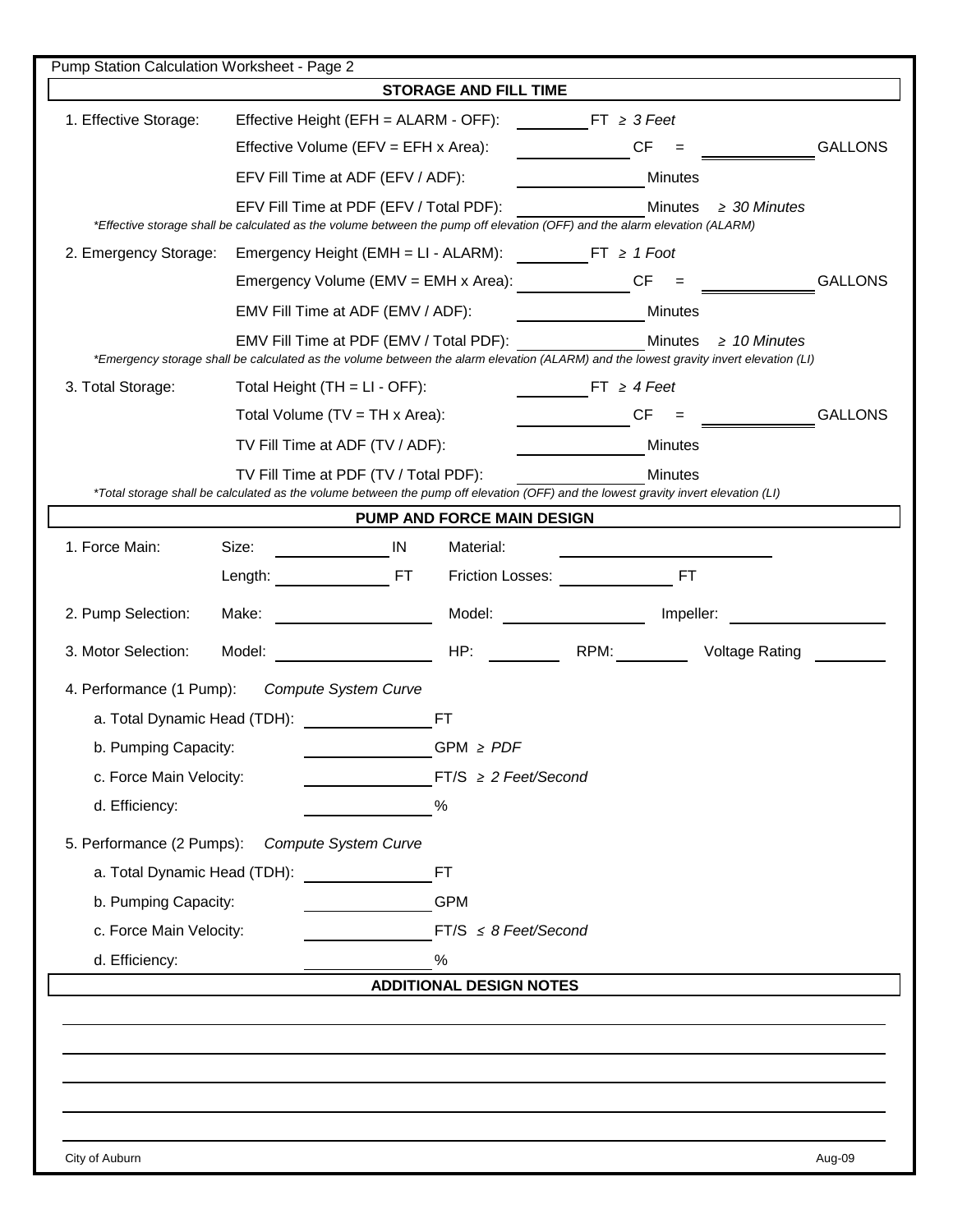Pump Station Calculation Worksheet - Page 2

## STORAGE AND FILL TIME

1. Effective Storage:

Effective Height (EFH = ALARM - OFF): ________ FT ≥ *3 Feet*

Effective Volume (EFV = EFH x Area): ________ CF = ________ GALLONS

EFV Fill Time at ADF (EFV / ADF): ________ Minutes

EFV Fill Time at PDF (EFV / Total PDF): ________ Minutes ≥ *30 Minutes*

*\*Effective storage shall be calculated as the volume between the pump off elevation (OFF) and the alarm elevation (ALARM)*

2. Emergency Storage:

Emergency Height (EMH = LI - ALARM): ________ FT ≥ *1 Foot*

Emergency Volume (EMV = EMH x Area): ________ CF = ________ GALLONS

EMV Fill Time at ADF (EMV / ADF): ________ Minutes

EMV Fill Time at PDF (EMV / Total PDF): ________ Minutes ≥ *10 Minutes*

*\*Emergency storage shall be calculated as the volume between the alarm elevation (ALARM) and the lowest gravity invert elevation (LI)*

3. Total Storage:

Total Height (TH = LI - OFF): ________ FT ≥ *4 Feet*

Total Volume (TV = TH x Area): ________ CF = ________ GALLONS

TV Fill Time at ADF (TV / ADF): ________ Minutes

TV Fill Time at PDF (TV / Total PDF): ________ Minutes

*\*Total storage shall be calculated as the volume between the pump off elevation (OFF) and the lowest gravity invert elevation (LI)*

## PUMP AND FORCE MAIN DESIGN

1. Force Main: Size: ________ IN Material: ________

Length: ________ FT Friction Losses: ________ FT

2. Pump Selection: Make: ________ Model: ________ Impeller: ________

3. Motor Selection: Model: ________ HP: ________ RPM: ________ Voltage Rating ________

4. Performance (1 Pump): *Compute System Curve*

a. Total Dynamic Head (TDH): ________ FT

b. Pumping Capacity: ________ GPM ≥ *PDF*

c. Force Main Velocity: ________ FT/S ≥ *2 Feet/Second*

d. Efficiency: ________ %

5. Performance (2 Pumps): *Compute System Curve*

a. Total Dynamic Head (TDH): ________ FT

b. Pumping Capacity: ________ GPM

c. Force Main Velocity: ________ FT/S ≤ *8 Feet/Second*

d. Efficiency: ________ %

## ADDITIONAL DESIGN NOTES

________

________

________

________

________

City of Auburn

Aug-09